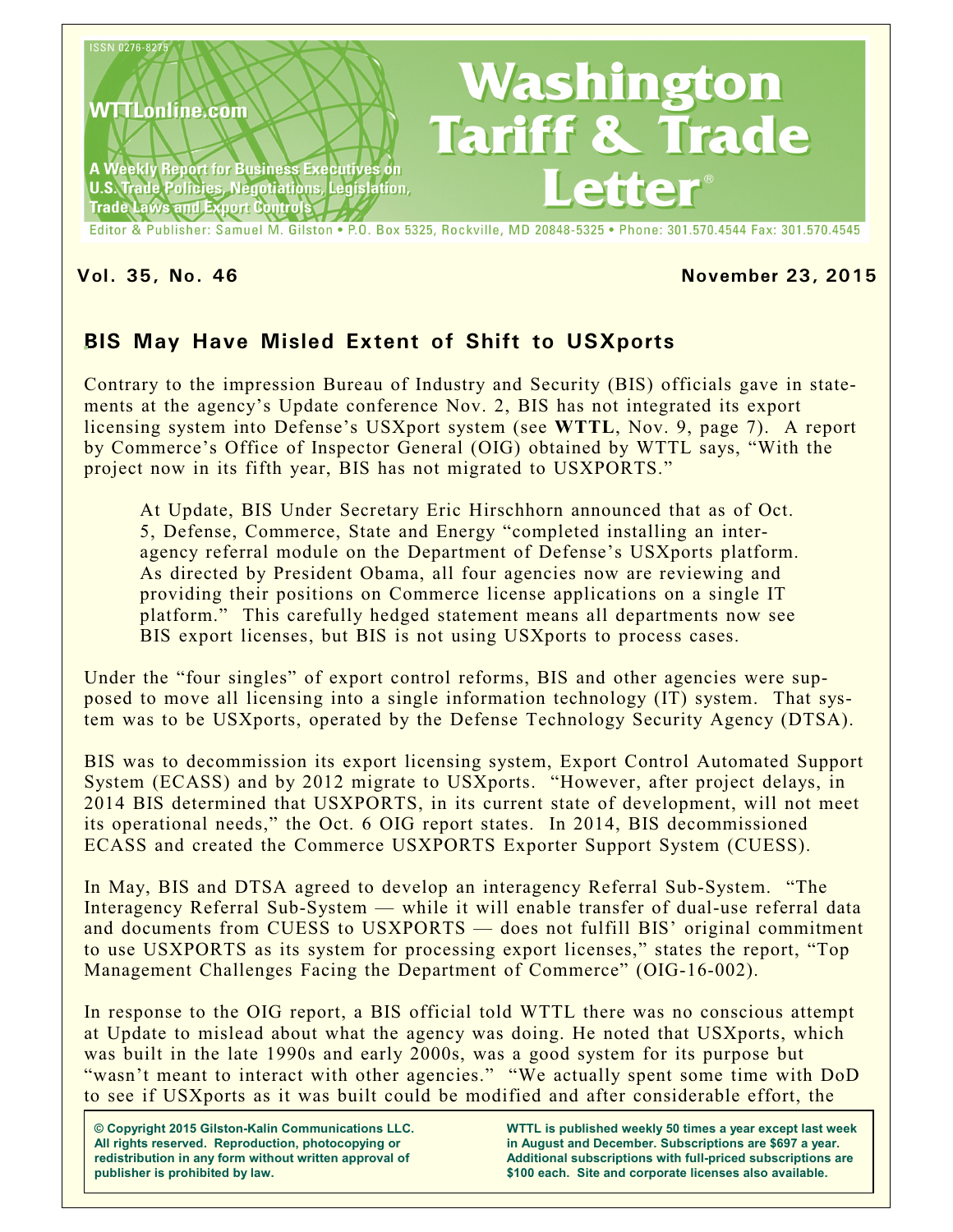# Washington Tariff & Trade Letter

ISSN 0276-8275

WTTLonline.com

A Weekly Report for Business Executives on U.S. Trade Policies, Negotiations, Legislation, Trade Laws and Export Controls

Editor & Publisher: Samuel M. Gilston • P.O. Box 5325, Rockville, MD 20848-5325 • Phone: 301.570.4544 Fax: 301.570.4545

**Vol. 35, No. 46** **November 23, 2015**

## BIS May Have Misled Extent of Shift to USXports

Contrary to the impression Bureau of Industry and Security (BIS) officials gave in statements at the agency's Update conference Nov. 2, BIS has not integrated its export licensing system into Defense's USXport system (see **WTTL**, Nov. 9, page 7). A report by Commerce's Office of Inspector General (OIG) obtained by WTTL says, "With the project now in its fifth year, BIS has not migrated to USXPORTS."

> At Update, BIS Under Secretary Eric Hirschhorn announced that as of Oct. 5, Defense, Commerce, State and Energy "completed installing an interagency referral module on the Department of Defense's USXports platform. As directed by President Obama, all four agencies now are reviewing and providing their positions on Commerce license applications on a single IT platform." This carefully hedged statement means all departments now see BIS export licenses, but BIS is not using USXports to process cases.

Under the "four singles" of export control reforms, BIS and other agencies were supposed to move all licensing into a single information technology (IT) system. That system was to be USXports, operated by the Defense Technology Security Agency (DTSA).

BIS was to decommission its export licensing system, Export Control Automated Support System (ECASS) and by 2012 migrate to USXports. "However, after project delays, in 2014 BIS determined that USXPORTS, in its current state of development, will not meet its operational needs," the Oct. 6 OIG report states. In 2014, BIS decommissioned ECASS and created the Commerce USXPORTS Exporter Support System (CUESS).

In May, BIS and DTSA agreed to develop an interagency Referral Sub-System. "The Interagency Referral Sub-System — while it will enable transfer of dual-use referral data and documents from CUESS to USXPORTS — does not fulfill BIS' original commitment to use USXPORTS as its system for processing export licenses," states the report, "Top Management Challenges Facing the Department of Commerce" (OIG-16-002).

In response to the OIG report, a BIS official told WTTL there was no conscious attempt at Update to mislead about what the agency was doing. He noted that USXports, which was built in the late 1990s and early 2000s, was a good system for its purpose but "wasn't meant to interact with other agencies." "We actually spent some time with DoD to see if USXports as it was built could be modified and after considerable effort, the

**© Copyright 2015 Gilston-Kalin Communications LLC. All rights reserved. Reproduction, photocopying or redistribution in any form without written approval of publisher is prohibited by law.**

**WTTL is published weekly 50 times a year except last week in August and December. Subscriptions are $697 a year. Additional subscriptions with full-priced subscriptions are $100 each. Site and corporate licenses also available.**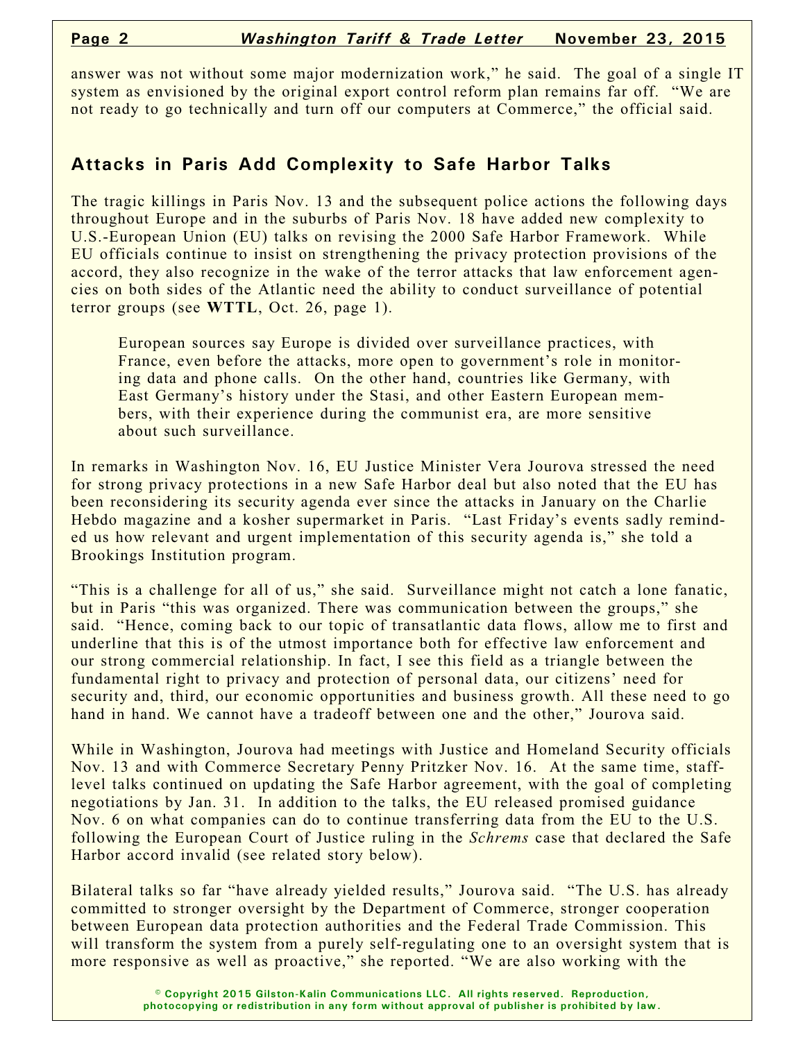answer was not without some major modernization work," he said. The goal of a single IT system as envisioned by the original export control reform plan remains far off. "We are not ready to go technically and turn off our computers at Commerce," the official said.

## Attacks in Paris Add Complexity to Safe Harbor Talks

The tragic killings in Paris Nov. 13 and the subsequent police actions the following days throughout Europe and in the suburbs of Paris Nov. 18 have added new complexity to U.S.-European Union (EU) talks on revising the 2000 Safe Harbor Framework. While EU officials continue to insist on strengthening the privacy protection provisions of the accord, they also recognize in the wake of the terror attacks that law enforcement agencies on both sides of the Atlantic need the ability to conduct surveillance of potential terror groups (see **WTTL**, Oct. 26, page 1).

> European sources say Europe is divided over surveillance practices, with France, even before the attacks, more open to government's role in monitoring data and phone calls. On the other hand, countries like Germany, with East Germany's history under the Stasi, and other Eastern European members, with their experience during the communist era, are more sensitive about such surveillance.

In remarks in Washington Nov. 16, EU Justice Minister Vera Jourova stressed the need for strong privacy protections in a new Safe Harbor deal but also noted that the EU has been reconsidering its security agenda ever since the attacks in January on the Charlie Hebdo magazine and a kosher supermarket in Paris. "Last Friday's events sadly reminded us how relevant and urgent implementation of this security agenda is," she told a Brookings Institution program.

"This is a challenge for all of us," she said. Surveillance might not catch a lone fanatic, but in Paris "this was organized. There was communication between the groups," she said. "Hence, coming back to our topic of transatlantic data flows, allow me to first and underline that this is of the utmost importance both for effective law enforcement and our strong commercial relationship. In fact, I see this field as a triangle between the fundamental right to privacy and protection of personal data, our citizens' need for security and, third, our economic opportunities and business growth. All these need to go hand in hand. We cannot have a tradeoff between one and the other," Jourova said.

While in Washington, Jourova had meetings with Justice and Homeland Security officials Nov. 13 and with Commerce Secretary Penny Pritzker Nov. 16. At the same time, staff-level talks continued on updating the Safe Harbor agreement, with the goal of completing negotiations by Jan. 31. In addition to the talks, the EU released promised guidance Nov. 6 on what companies can do to continue transferring data from the EU to the U.S. following the European Court of Justice ruling in the *Schrems* case that declared the Safe Harbor accord invalid (see related story below).

Bilateral talks so far "have already yielded results," Jourova said. "The U.S. has already committed to stronger oversight by the Department of Commerce, stronger cooperation between European data protection authorities and the Federal Trade Commission. This will transform the system from a purely self-regulating one to an oversight system that is more responsive as well as proactive," she reported. "We are also working with the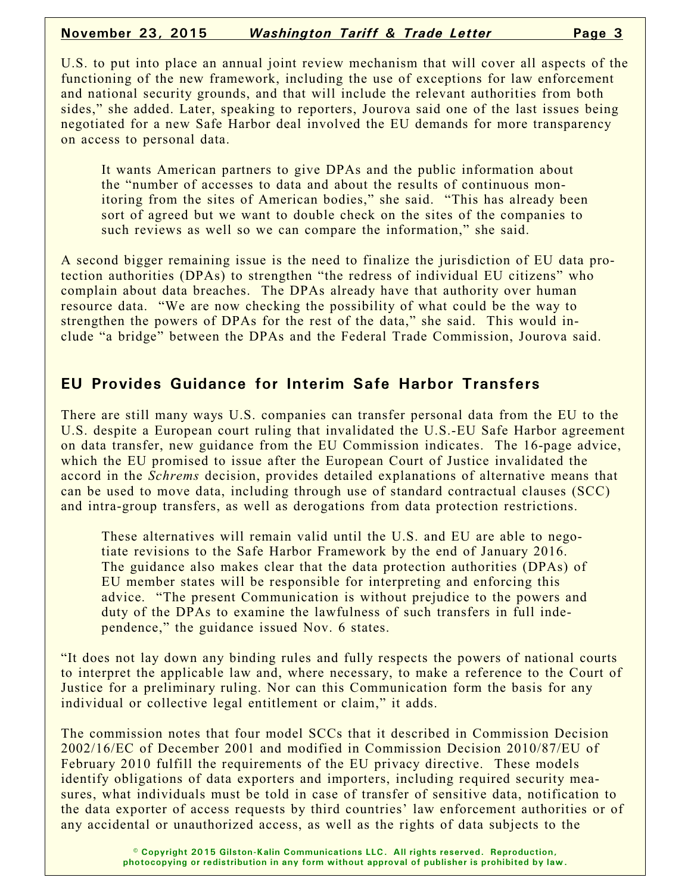U.S. to put into place an annual joint review mechanism that will cover all aspects of the functioning of the new framework, including the use of exceptions for law enforcement and national security grounds, and that will include the relevant authorities from both sides," she added. Later, speaking to reporters, Jourova said one of the last issues being negotiated for a new Safe Harbor deal involved the EU demands for more transparency on access to personal data.

> It wants American partners to give DPAs and the public information about the "number of accesses to data and about the results of continuous monitoring from the sites of American bodies," she said. "This has already been sort of agreed but we want to double check on the sites of the companies to such reviews as well so we can compare the information," she said.

A second bigger remaining issue is the need to finalize the jurisdiction of EU data protection authorities (DPAs) to strengthen "the redress of individual EU citizens" who complain about data breaches. The DPAs already have that authority over human resource data. "We are now checking the possibility of what could be the way to strengthen the powers of DPAs for the rest of the data," she said. This would include "a bridge" between the DPAs and the Federal Trade Commission, Jourova said.

## EU Provides Guidance for Interim Safe Harbor Transfers

There are still many ways U.S. companies can transfer personal data from the EU to the U.S. despite a European court ruling that invalidated the U.S.-EU Safe Harbor agreement on data transfer, new guidance from the EU Commission indicates. The 16-page advice, which the EU promised to issue after the European Court of Justice invalidated the accord in the *Schrems* decision, provides detailed explanations of alternative means that can be used to move data, including through use of standard contractual clauses (SCC) and intra-group transfers, as well as derogations from data protection restrictions.

> These alternatives will remain valid until the U.S. and EU are able to negotiate revisions to the Safe Harbor Framework by the end of January 2016. The guidance also makes clear that the data protection authorities (DPAs) of EU member states will be responsible for interpreting and enforcing this advice. "The present Communication is without prejudice to the powers and duty of the DPAs to examine the lawfulness of such transfers in full independence," the guidance issued Nov. 6 states.

"It does not lay down any binding rules and fully respects the powers of national courts to interpret the applicable law and, where necessary, to make a reference to the Court of Justice for a preliminary ruling. Nor can this Communication form the basis for any individual or collective legal entitlement or claim," it adds.

The commission notes that four model SCCs that it described in Commission Decision 2002/16/EC of December 2001 and modified in Commission Decision 2010/87/EU of February 2010 fulfill the requirements of the EU privacy directive. These models identify obligations of data exporters and importers, including required security measures, what individuals must be told in case of transfer of sensitive data, notification to the data exporter of access requests by third countries' law enforcement authorities or of any accidental or unauthorized access, as well as the rights of data subjects to the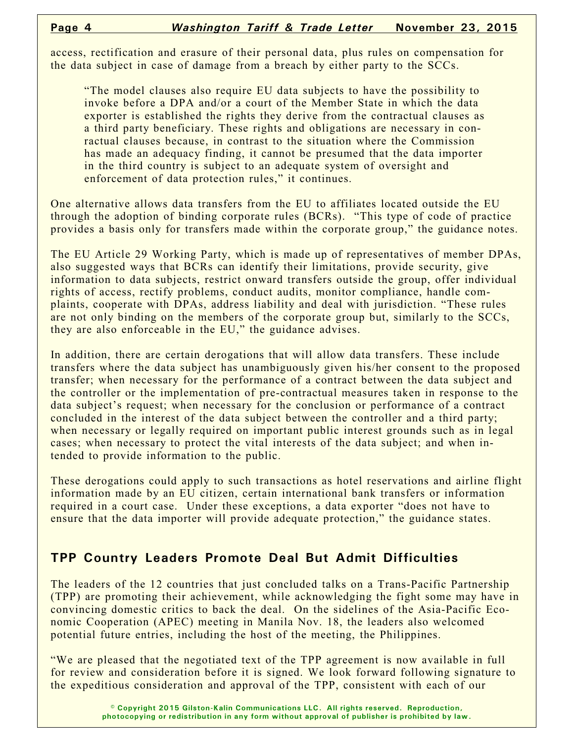access, rectification and erasure of their personal data, plus rules on compensation for the data subject in case of damage from a breach by either party to the SCCs.

> "The model clauses also require EU data subjects to have the possibility to invoke before a DPA and/or a court of the Member State in which the data exporter is established the rights they derive from the contractual clauses as a third party beneficiary. These rights and obligations are necessary in conractual clauses because, in contrast to the situation where the Commission has made an adequacy finding, it cannot be presumed that the data importer in the third country is subject to an adequate system of oversight and enforcement of data protection rules," it continues.

One alternative allows data transfers from the EU to affiliates located outside the EU through the adoption of binding corporate rules (BCRs). "This type of code of practice provides a basis only for transfers made within the corporate group," the guidance notes.

The EU Article 29 Working Party, which is made up of representatives of member DPAs, also suggested ways that BCRs can identify their limitations, provide security, give information to data subjects, restrict onward transfers outside the group, offer individual rights of access, rectify problems, conduct audits, monitor compliance, handle complaints, cooperate with DPAs, address liability and deal with jurisdiction. "These rules are not only binding on the members of the corporate group but, similarly to the SCCs, they are also enforceable in the EU," the guidance advises.

In addition, there are certain derogations that will allow data transfers. These include transfers where the data subject has unambiguously given his/her consent to the proposed transfer; when necessary for the performance of a contract between the data subject and the controller or the implementation of pre-contractual measures taken in response to the data subject's request; when necessary for the conclusion or performance of a contract concluded in the interest of the data subject between the controller and a third party; when necessary or legally required on important public interest grounds such as in legal cases; when necessary to protect the vital interests of the data subject; and when intended to provide information to the public.

These derogations could apply to such transactions as hotel reservations and airline flight information made by an EU citizen, certain international bank transfers or information required in a court case. Under these exceptions, a data exporter "does not have to ensure that the data importer will provide adequate protection," the guidance states.

## TPP Country Leaders Promote Deal But Admit Difficulties

The leaders of the 12 countries that just concluded talks on a Trans-Pacific Partnership (TPP) are promoting their achievement, while acknowledging the fight some may have in convincing domestic critics to back the deal. On the sidelines of the Asia-Pacific Economic Cooperation (APEC) meeting in Manila Nov. 18, the leaders also welcomed potential future entries, including the host of the meeting, the Philippines.

"We are pleased that the negotiated text of the TPP agreement is now available in full for review and consideration before it is signed. We look forward following signature to the expeditious consideration and approval of the TPP, consistent with each of our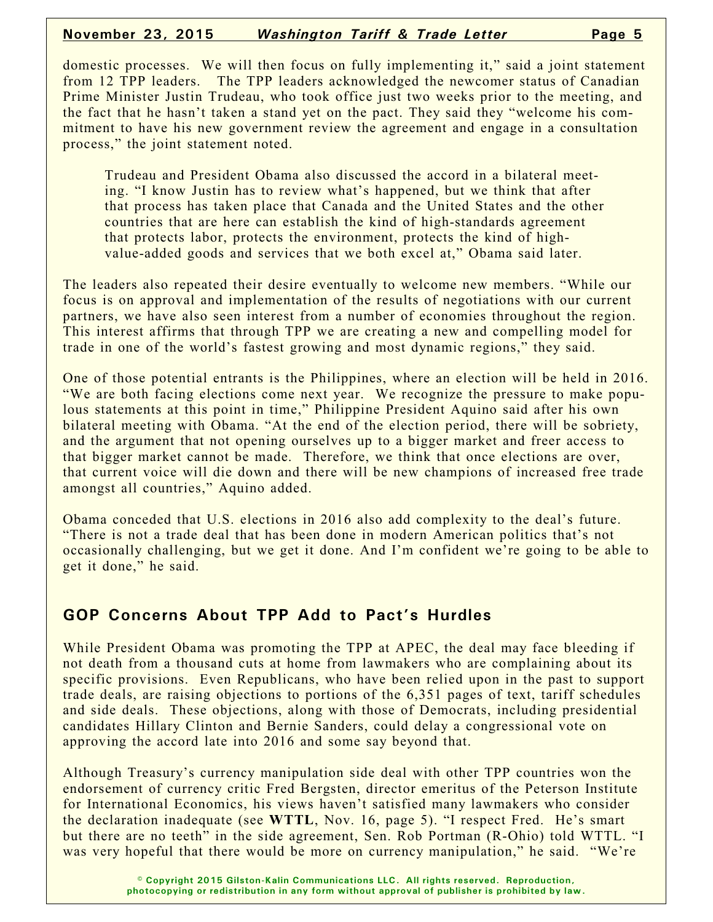domestic processes. We will then focus on fully implementing it," said a joint statement from 12 TPP leaders. The TPP leaders acknowledged the newcomer status of Canadian Prime Minister Justin Trudeau, who took office just two weeks prior to the meeting, and the fact that he hasn't taken a stand yet on the pact. They said they "welcome his commitment to have his new government review the agreement and engage in a consultation process," the joint statement noted.

> Trudeau and President Obama also discussed the accord in a bilateral meeting. "I know Justin has to review what's happened, but we think that after that process has taken place that Canada and the United States and the other countries that are here can establish the kind of high-standards agreement that protects labor, protects the environment, protects the kind of high-value-added goods and services that we both excel at," Obama said later.

The leaders also repeated their desire eventually to welcome new members. "While our focus is on approval and implementation of the results of negotiations with our current partners, we have also seen interest from a number of economies throughout the region. This interest affirms that through TPP we are creating a new and compelling model for trade in one of the world's fastest growing and most dynamic regions," they said.

One of those potential entrants is the Philippines, where an election will be held in 2016. "We are both facing elections come next year. We recognize the pressure to make populous statements at this point in time," Philippine President Aquino said after his own bilateral meeting with Obama. "At the end of the election period, there will be sobriety, and the argument that not opening ourselves up to a bigger market and freer access to that bigger market cannot be made. Therefore, we think that once elections are over, that current voice will die down and there will be new champions of increased free trade amongst all countries," Aquino added.

Obama conceded that U.S. elections in 2016 also add complexity to the deal's future. "There is not a trade deal that has been done in modern American politics that's not occasionally challenging, but we get it done. And I'm confident we're going to be able to get it done," he said.

## GOP Concerns About TPP Add to Pact's Hurdles

While President Obama was promoting the TPP at APEC, the deal may face bleeding if not death from a thousand cuts at home from lawmakers who are complaining about its specific provisions. Even Republicans, who have been relied upon in the past to support trade deals, are raising objections to portions of the 6,351 pages of text, tariff schedules and side deals. These objections, along with those of Democrats, including presidential candidates Hillary Clinton and Bernie Sanders, could delay a congressional vote on approving the accord late into 2016 and some say beyond that.

Although Treasury's currency manipulation side deal with other TPP countries won the endorsement of currency critic Fred Bergsten, director emeritus of the Peterson Institute for International Economics, his views haven't satisfied many lawmakers who consider the declaration inadequate (see **WTTL**, Nov. 16, page 5). "I respect Fred. He's smart but there are no teeth" in the side agreement, Sen. Rob Portman (R-Ohio) told WTTL. "I was very hopeful that there would be more on currency manipulation," he said. "We're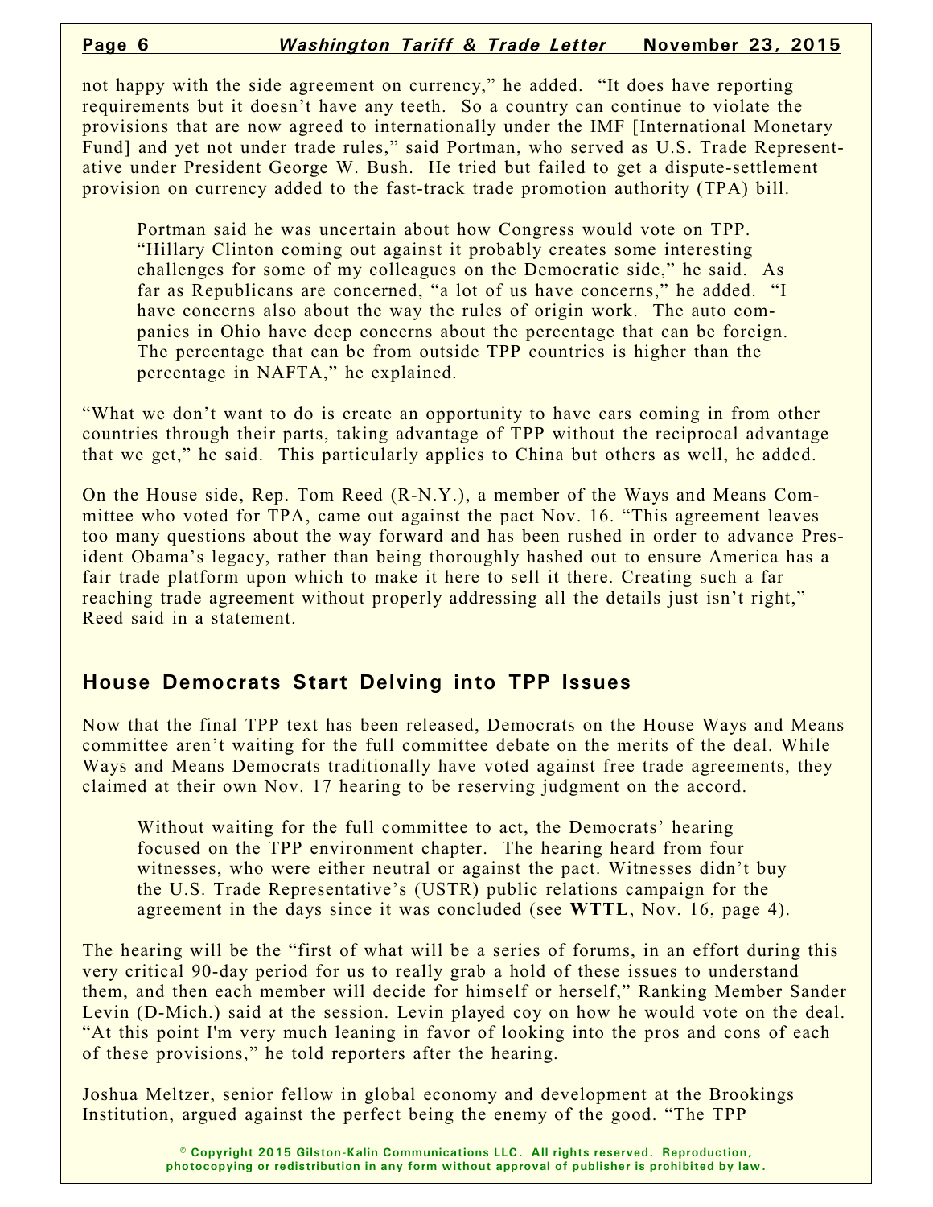not happy with the side agreement on currency," he added. "It does have reporting requirements but it doesn't have any teeth. So a country can continue to violate the provisions that are now agreed to internationally under the IMF [International Monetary Fund] and yet not under trade rules," said Portman, who served as U.S. Trade Representative under President George W. Bush. He tried but failed to get a dispute-settlement provision on currency added to the fast-track trade promotion authority (TPA) bill.

Portman said he was uncertain about how Congress would vote on TPP. "Hillary Clinton coming out against it probably creates some interesting challenges for some of my colleagues on the Democratic side," he said. As far as Republicans are concerned, "a lot of us have concerns," he added. "I have concerns also about the way the rules of origin work. The auto companies in Ohio have deep concerns about the percentage that can be foreign. The percentage that can be from outside TPP countries is higher than the percentage in NAFTA," he explained.

"What we don't want to do is create an opportunity to have cars coming in from other countries through their parts, taking advantage of TPP without the reciprocal advantage that we get," he said. This particularly applies to China but others as well, he added.

On the House side, Rep. Tom Reed (R-N.Y.), a member of the Ways and Means Committee who voted for TPA, came out against the pact Nov. 16. "This agreement leaves too many questions about the way forward and has been rushed in order to advance President Obama's legacy, rather than being thoroughly hashed out to ensure America has a fair trade platform upon which to make it here to sell it there. Creating such a far reaching trade agreement without properly addressing all the details just isn't right," Reed said in a statement.

## House Democrats Start Delving into TPP Issues

Now that the final TPP text has been released, Democrats on the House Ways and Means committee aren't waiting for the full committee debate on the merits of the deal. While Ways and Means Democrats traditionally have voted against free trade agreements, they claimed at their own Nov. 17 hearing to be reserving judgment on the accord.

Without waiting for the full committee to act, the Democrats' hearing focused on the TPP environment chapter. The hearing heard from four witnesses, who were either neutral or against the pact. Witnesses didn't buy the U.S. Trade Representative's (USTR) public relations campaign for the agreement in the days since it was concluded (see **WTTL**, Nov. 16, page 4).

The hearing will be the "first of what will be a series of forums, in an effort during this very critical 90-day period for us to really grab a hold of these issues to understand them, and then each member will decide for himself or herself," Ranking Member Sander Levin (D-Mich.) said at the session. Levin played coy on how he would vote on the deal. "At this point I'm very much leaning in favor of looking into the pros and cons of each of these provisions," he told reporters after the hearing.

Joshua Meltzer, senior fellow in global economy and development at the Brookings Institution, argued against the perfect being the enemy of the good. "The TPP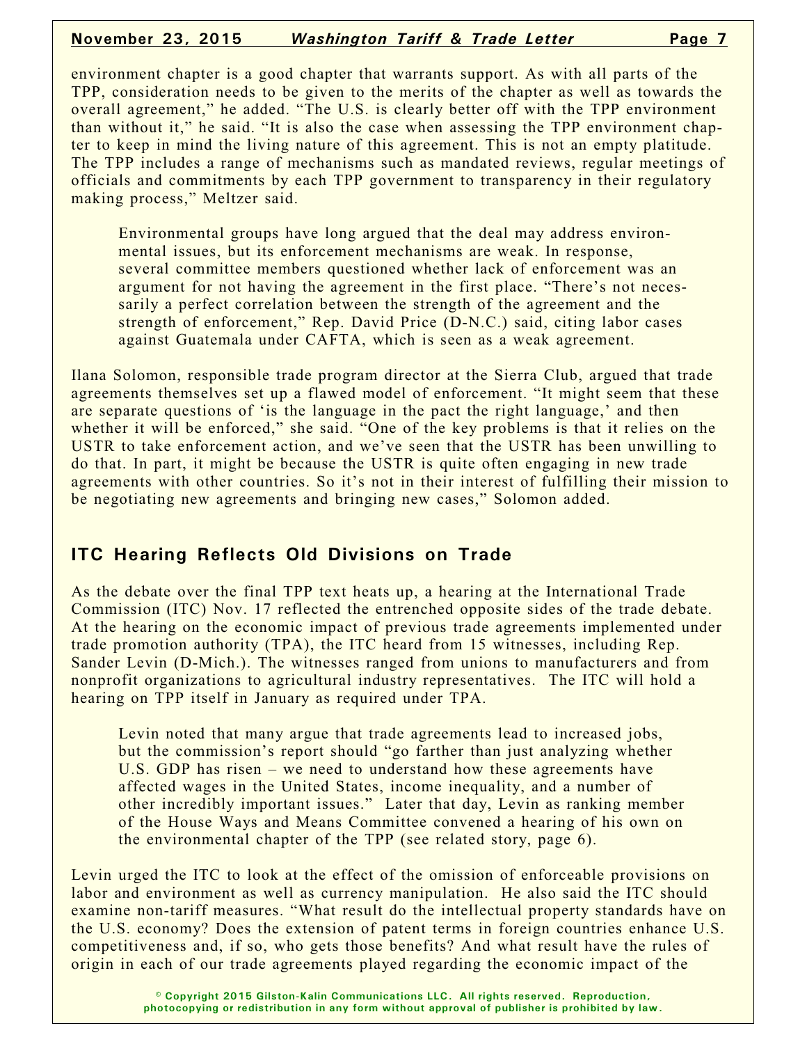environment chapter is a good chapter that warrants support. As with all parts of the TPP, consideration needs to be given to the merits of the chapter as well as towards the overall agreement," he added. "The U.S. is clearly better off with the TPP environment than without it," he said. "It is also the case when assessing the TPP environment chapter to keep in mind the living nature of this agreement. This is not an empty platitude. The TPP includes a range of mechanisms such as mandated reviews, regular meetings of officials and commitments by each TPP government to transparency in their regulatory making process," Meltzer said.

Environmental groups have long argued that the deal may address environmental issues, but its enforcement mechanisms are weak. In response, several committee members questioned whether lack of enforcement was an argument for not having the agreement in the first place. "There's not necessarily a perfect correlation between the strength of the agreement and the strength of enforcement," Rep. David Price (D-N.C.) said, citing labor cases against Guatemala under CAFTA, which is seen as a weak agreement.

Ilana Solomon, responsible trade program director at the Sierra Club, argued that trade agreements themselves set up a flawed model of enforcement. "It might seem that these are separate questions of 'is the language in the pact the right language,' and then whether it will be enforced," she said. "One of the key problems is that it relies on the USTR to take enforcement action, and we've seen that the USTR has been unwilling to do that. In part, it might be because the USTR is quite often engaging in new trade agreements with other countries. So it's not in their interest of fulfilling their mission to be negotiating new agreements and bringing new cases," Solomon added.

## ITC Hearing Reflects Old Divisions on Trade

As the debate over the final TPP text heats up, a hearing at the International Trade Commission (ITC) Nov. 17 reflected the entrenched opposite sides of the trade debate. At the hearing on the economic impact of previous trade agreements implemented under trade promotion authority (TPA), the ITC heard from 15 witnesses, including Rep. Sander Levin (D-Mich.). The witnesses ranged from unions to manufacturers and from nonprofit organizations to agricultural industry representatives. The ITC will hold a hearing on TPP itself in January as required under TPA.

Levin noted that many argue that trade agreements lead to increased jobs, but the commission's report should "go farther than just analyzing whether U.S. GDP has risen – we need to understand how these agreements have affected wages in the United States, income inequality, and a number of other incredibly important issues." Later that day, Levin as ranking member of the House Ways and Means Committee convened a hearing of his own on the environmental chapter of the TPP (see related story, page 6).

Levin urged the ITC to look at the effect of the omission of enforceable provisions on labor and environment as well as currency manipulation. He also said the ITC should examine non-tariff measures. "What result do the intellectual property standards have on the U.S. economy? Does the extension of patent terms in foreign countries enhance U.S. competitiveness and, if so, who gets those benefits? And what result have the rules of origin in each of our trade agreements played regarding the economic impact of the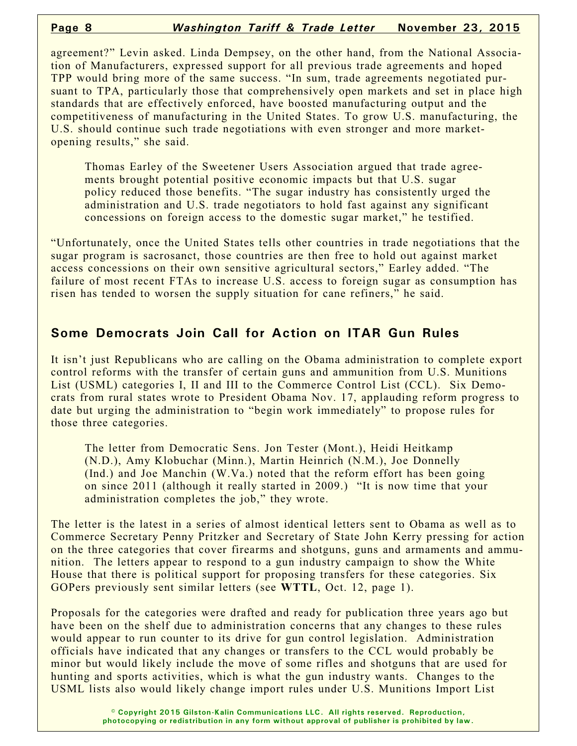agreement?" Levin asked. Linda Dempsey, on the other hand, from the National Association of Manufacturers, expressed support for all previous trade agreements and hoped TPP would bring more of the same success. "In sum, trade agreements negotiated pursuant to TPA, particularly those that comprehensively open markets and set in place high standards that are effectively enforced, have boosted manufacturing output and the competitiveness of manufacturing in the United States. To grow U.S. manufacturing, the U.S. should continue such trade negotiations with even stronger and more market-opening results," she said.

Thomas Earley of the Sweetener Users Association argued that trade agreements brought potential positive economic impacts but that U.S. sugar policy reduced those benefits. "The sugar industry has consistently urged the administration and U.S. trade negotiators to hold fast against any significant concessions on foreign access to the domestic sugar market," he testified.

"Unfortunately, once the United States tells other countries in trade negotiations that the sugar program is sacrosanct, those countries are then free to hold out against market access concessions on their own sensitive agricultural sectors," Earley added. "The failure of most recent FTAs to increase U.S. access to foreign sugar as consumption has risen has tended to worsen the supply situation for cane refiners," he said.

## Some Democrats Join Call for Action on ITAR Gun Rules

It isn't just Republicans who are calling on the Obama administration to complete export control reforms with the transfer of certain guns and ammunition from U.S. Munitions List (USML) categories I, II and III to the Commerce Control List (CCL). Six Democrats from rural states wrote to President Obama Nov. 17, applauding reform progress to date but urging the administration to "begin work immediately" to propose rules for those three categories.

The letter from Democratic Sens. Jon Tester (Mont.), Heidi Heitkamp (N.D.), Amy Klobuchar (Minn.), Martin Heinrich (N.M.), Joe Donnelly (Ind.) and Joe Manchin (W.Va.) noted that the reform effort has been going on since 2011 (although it really started in 2009.) "It is now time that your administration completes the job," they wrote.

The letter is the latest in a series of almost identical letters sent to Obama as well as to Commerce Secretary Penny Pritzker and Secretary of State John Kerry pressing for action on the three categories that cover firearms and shotguns, guns and armaments and ammunition. The letters appear to respond to a gun industry campaign to show the White House that there is political support for proposing transfers for these categories. Six GOPers previously sent similar letters (see **WTTL**, Oct. 12, page 1).

Proposals for the categories were drafted and ready for publication three years ago but have been on the shelf due to administration concerns that any changes to these rules would appear to run counter to its drive for gun control legislation. Administration officials have indicated that any changes or transfers to the CCL would probably be minor but would likely include the move of some rifles and shotguns that are used for hunting and sports activities, which is what the gun industry wants. Changes to the USML lists also would likely change import rules under U.S. Munitions Import List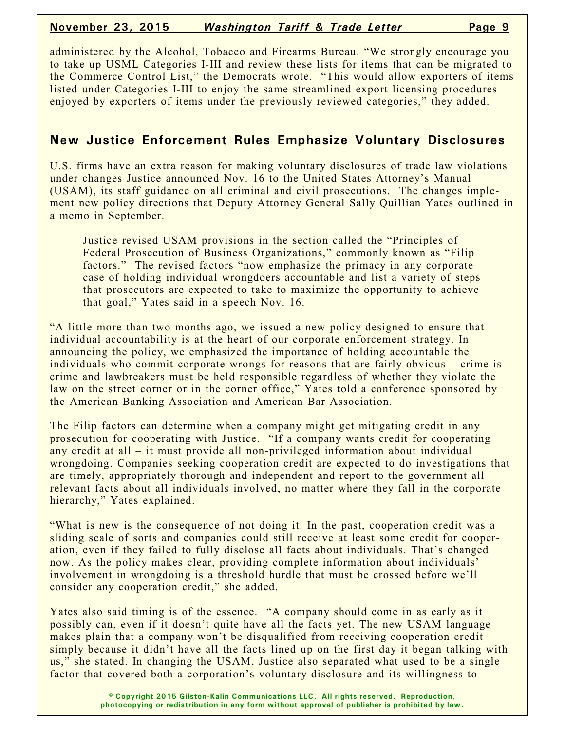administered by the Alcohol, Tobacco and Firearms Bureau. "We strongly encourage you to take up USML Categories I-III and review these lists for items that can be migrated to the Commerce Control List," the Democrats wrote. "This would allow exporters of items listed under Categories I-III to enjoy the same streamlined export licensing procedures enjoyed by exporters of items under the previously reviewed categories," they added.

## New Justice Enforcement Rules Emphasize Voluntary Disclosures

U.S. firms have an extra reason for making voluntary disclosures of trade law violations under changes Justice announced Nov. 16 to the United States Attorney's Manual (USAM), its staff guidance on all criminal and civil prosecutions. The changes implement new policy directions that Deputy Attorney General Sally Quillian Yates outlined in a memo in September.

> Justice revised USAM provisions in the section called the "Principles of Federal Prosecution of Business Organizations," commonly known as "Filip factors." The revised factors "now emphasize the primacy in any corporate case of holding individual wrongdoers accountable and list a variety of steps that prosecutors are expected to take to maximize the opportunity to achieve that goal," Yates said in a speech Nov. 16.

"A little more than two months ago, we issued a new policy designed to ensure that individual accountability is at the heart of our corporate enforcement strategy. In announcing the policy, we emphasized the importance of holding accountable the individuals who commit corporate wrongs for reasons that are fairly obvious – crime is crime and lawbreakers must be held responsible regardless of whether they violate the law on the street corner or in the corner office," Yates told a conference sponsored by the American Banking Association and American Bar Association.

The Filip factors can determine when a company might get mitigating credit in any prosecution for cooperating with Justice. "If a company wants credit for cooperating – any credit at all – it must provide all non-privileged information about individual wrongdoing. Companies seeking cooperation credit are expected to do investigations that are timely, appropriately thorough and independent and report to the government all relevant facts about all individuals involved, no matter where they fall in the corporate hierarchy," Yates explained.

"What is new is the consequence of not doing it. In the past, cooperation credit was a sliding scale of sorts and companies could still receive at least some credit for cooperation, even if they failed to fully disclose all facts about individuals. That's changed now. As the policy makes clear, providing complete information about individuals' involvement in wrongdoing is a threshold hurdle that must be crossed before we'll consider any cooperation credit," she added.

Yates also said timing is of the essence. "A company should come in as early as it possibly can, even if it doesn't quite have all the facts yet. The new USAM language makes plain that a company won't be disqualified from receiving cooperation credit simply because it didn't have all the facts lined up on the first day it began talking with us," she stated. In changing the USAM, Justice also separated what used to be a single factor that covered both a corporation's voluntary disclosure and its willingness to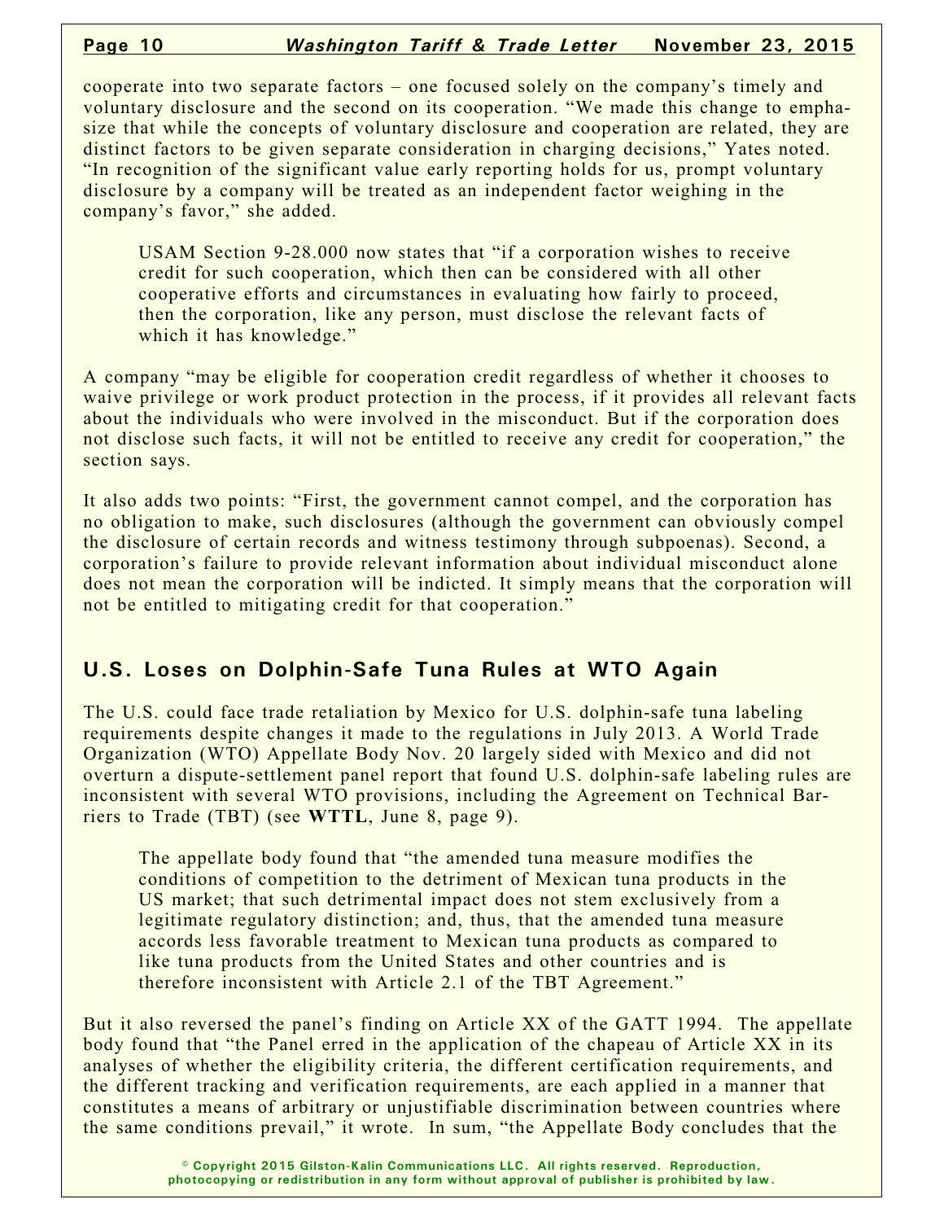cooperate into two separate factors – one focused solely on the company's timely and voluntary disclosure and the second on its cooperation. "We made this change to emphasize that while the concepts of voluntary disclosure and cooperation are related, they are distinct factors to be given separate consideration in charging decisions," Yates noted. "In recognition of the significant value early reporting holds for us, prompt voluntary disclosure by a company will be treated as an independent factor weighing in the company's favor," she added.

> USAM Section 9-28.000 now states that "if a corporation wishes to receive credit for such cooperation, which then can be considered with all other cooperative efforts and circumstances in evaluating how fairly to proceed, then the corporation, like any person, must disclose the relevant facts of which it has knowledge."

A company "may be eligible for cooperation credit regardless of whether it chooses to waive privilege or work product protection in the process, if it provides all relevant facts about the individuals who were involved in the misconduct. But if the corporation does not disclose such facts, it will not be entitled to receive any credit for cooperation," the section says.

It also adds two points: "First, the government cannot compel, and the corporation has no obligation to make, such disclosures (although the government can obviously compel the disclosure of certain records and witness testimony through subpoenas). Second, a corporation's failure to provide relevant information about individual misconduct alone does not mean the corporation will be indicted. It simply means that the corporation will not be entitled to mitigating credit for that cooperation."

## U.S. Loses on Dolphin-Safe Tuna Rules at WTO Again

The U.S. could face trade retaliation by Mexico for U.S. dolphin-safe tuna labeling requirements despite changes it made to the regulations in July 2013. A World Trade Organization (WTO) Appellate Body Nov. 20 largely sided with Mexico and did not overturn a dispute-settlement panel report that found U.S. dolphin-safe labeling rules are inconsistent with several WTO provisions, including the Agreement on Technical Barriers to Trade (TBT) (see **WTTL**, June 8, page 9).

> The appellate body found that "the amended tuna measure modifies the conditions of competition to the detriment of Mexican tuna products in the US market; that such detrimental impact does not stem exclusively from a legitimate regulatory distinction; and, thus, that the amended tuna measure accords less favorable treatment to Mexican tuna products as compared to like tuna products from the United States and other countries and is therefore inconsistent with Article 2.1 of the TBT Agreement."

But it also reversed the panel's finding on Article XX of the GATT 1994. The appellate body found that "the Panel erred in the application of the chapeau of Article XX in its analyses of whether the eligibility criteria, the different certification requirements, and the different tracking and verification requirements, are each applied in a manner that constitutes a means of arbitrary or unjustifiable discrimination between countries where the same conditions prevail," it wrote. In sum, "the Appellate Body concludes that the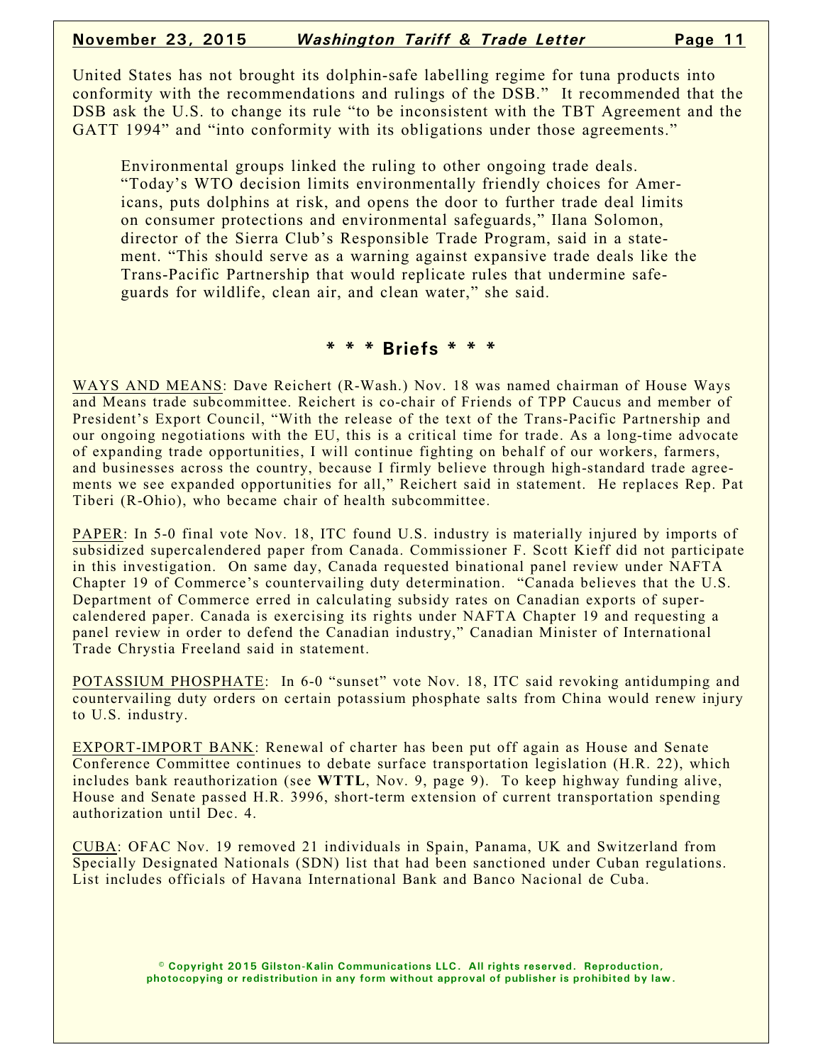United States has not brought its dolphin-safe labelling regime for tuna products into conformity with the recommendations and rulings of the DSB." It recommended that the DSB ask the U.S. to change its rule "to be inconsistent with the TBT Agreement and the GATT 1994" and "into conformity with its obligations under those agreements."

> Environmental groups linked the ruling to other ongoing trade deals. "Today's WTO decision limits environmentally friendly choices for Americans, puts dolphins at risk, and opens the door to further trade deal limits on consumer protections and environmental safeguards," Ilana Solomon, director of the Sierra Club's Responsible Trade Program, said in a statement. "This should serve as a warning against expansive trade deals like the Trans-Pacific Partnership that would replicate rules that undermine safeguards for wildlife, clean air, and clean water," she said.

## * * * Briefs * * *

WAYS AND MEANS: Dave Reichert (R-Wash.) Nov. 18 was named chairman of House Ways and Means trade subcommittee. Reichert is co-chair of Friends of TPP Caucus and member of President's Export Council, "With the release of the text of the Trans-Pacific Partnership and our ongoing negotiations with the EU, this is a critical time for trade. As a long-time advocate of expanding trade opportunities, I will continue fighting on behalf of our workers, farmers, and businesses across the country, because I firmly believe through high-standard trade agreements we see expanded opportunities for all," Reichert said in statement. He replaces Rep. Pat Tiberi (R-Ohio), who became chair of health subcommittee.

PAPER: In 5-0 final vote Nov. 18, ITC found U.S. industry is materially injured by imports of subsidized supercalendered paper from Canada. Commissioner F. Scott Kieff did not participate in this investigation. On same day, Canada requested binational panel review under NAFTA Chapter 19 of Commerce's countervailing duty determination. "Canada believes that the U.S. Department of Commerce erred in calculating subsidy rates on Canadian exports of supercalendered paper. Canada is exercising its rights under NAFTA Chapter 19 and requesting a panel review in order to defend the Canadian industry," Canadian Minister of International Trade Chrystia Freeland said in statement.

POTASSIUM PHOSPHATE: In 6-0 "sunset" vote Nov. 18, ITC said revoking antidumping and countervailing duty orders on certain potassium phosphate salts from China would renew injury to U.S. industry.

EXPORT-IMPORT BANK: Renewal of charter has been put off again as House and Senate Conference Committee continues to debate surface transportation legislation (H.R. 22), which includes bank reauthorization (see **WTTL**, Nov. 9, page 9). To keep highway funding alive, House and Senate passed H.R. 3996, short-term extension of current transportation spending authorization until Dec. 4.

CUBA: OFAC Nov. 19 removed 21 individuals in Spain, Panama, UK and Switzerland from Specially Designated Nationals (SDN) list that had been sanctioned under Cuban regulations. List includes officials of Havana International Bank and Banco Nacional de Cuba.

© Copyright 2015 Gilston-Kalin Communications LLC. All rights reserved. Reproduction, photocopying or redistribution in any form without approval of publisher is prohibited by law.